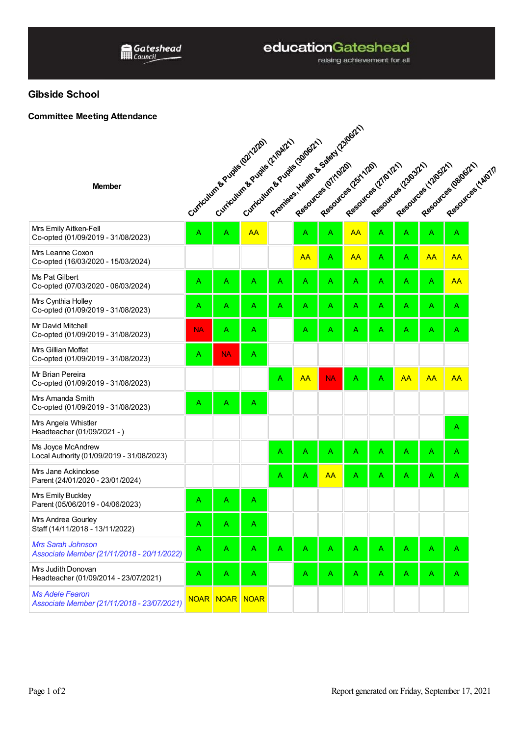## Gibside School

### Committee Meeting Attendance

| Member | Curriculum & Pupils (02/12/20) | Curriculum & Pupils (21/04/21) | Curriculum & Pupils (30/06/21) | Premises, Health & Safety (23/06/21) | Resources (07/10/20) | Resources (25/11/20) | Resources (27/01/21) | Resources (23/03/21) | Resources (12/05/21) | Resources (08/06/21) | Resources (14/07/2 |
|---|---|---|---|---|---|---|---|---|---|---|---|
| Mrs Emily Aitken-Fell<br>Co-opted (01/09/2019 - 31/08/2023) | A | A | AA | | A | A | AA | A | A | A | A |
| Mrs Leanne Coxon<br>Co-opted (16/03/2020 - 15/03/2024) | | | | | AA | A | AA | A | A | AA | AA |
| Ms Pat Gilbert<br>Co-opted (07/03/2020 - 06/03/2024) | A | A | A | A | A | A | A | A | A | A | AA |
| Mrs Cynthia Holley<br>Co-opted (01/09/2019 - 31/08/2023) | A | A | A | A | A | A | A | A | A | A | A |
| Mr David Mitchell<br>Co-opted (01/09/2019 - 31/08/2023) | NA | A | A | | A | A | A | A | A | A | A |
| Mrs Gillian Moffat<br>Co-opted (01/09/2019 - 31/08/2023) | A | NA | A | | | | | | | | |
| Mr Brian Pereira<br>Co-opted (01/09/2019 - 31/08/2023) | | | | A | AA | NA | A | A | AA | AA | AA |
| Mrs Amanda Smith<br>Co-opted (01/09/2019 - 31/08/2023) | A | A | A | | | | | | | | |
| Mrs Angela Whistler<br>Headteacher (01/09/2021 - ) | | | | | | | | | | | A |
| Ms Joyce McAndrew<br>Local Authority (01/09/2019 - 31/08/2023) | | | | A | A | A | A | A | A | A | A |
| Mrs Jane Ackinclose<br>Parent (24/01/2020 - 23/01/2024) | | | | A | A | AA | A | A | A | A | A |
| Mrs Emily Buckley<br>Parent (05/06/2019 - 04/06/2023) | A | A | A | | | | | | | | |
| Mrs Andrea Gourley<br>Staff (14/11/2018 - 13/11/2022) | A | A | A | | | | | | | | |
| *Mrs Sarah Johnson*<br>*Associate Member (21/11/2018 - 20/11/2022)* | A | A | A | A | A | A | A | A | A | A | A |
| Mrs Judith Donovan<br>Headteacher (01/09/2014 - 23/07/2021) | A | A | A | | A | A | A | A | A | A | A |
| *Ms Adele Fearon*<br>*Associate Member (21/11/2018 - 23/07/2021)* | NOAR | NOAR | NOAR | | | | | | | | |

Report generated on: Friday, September 17, 2021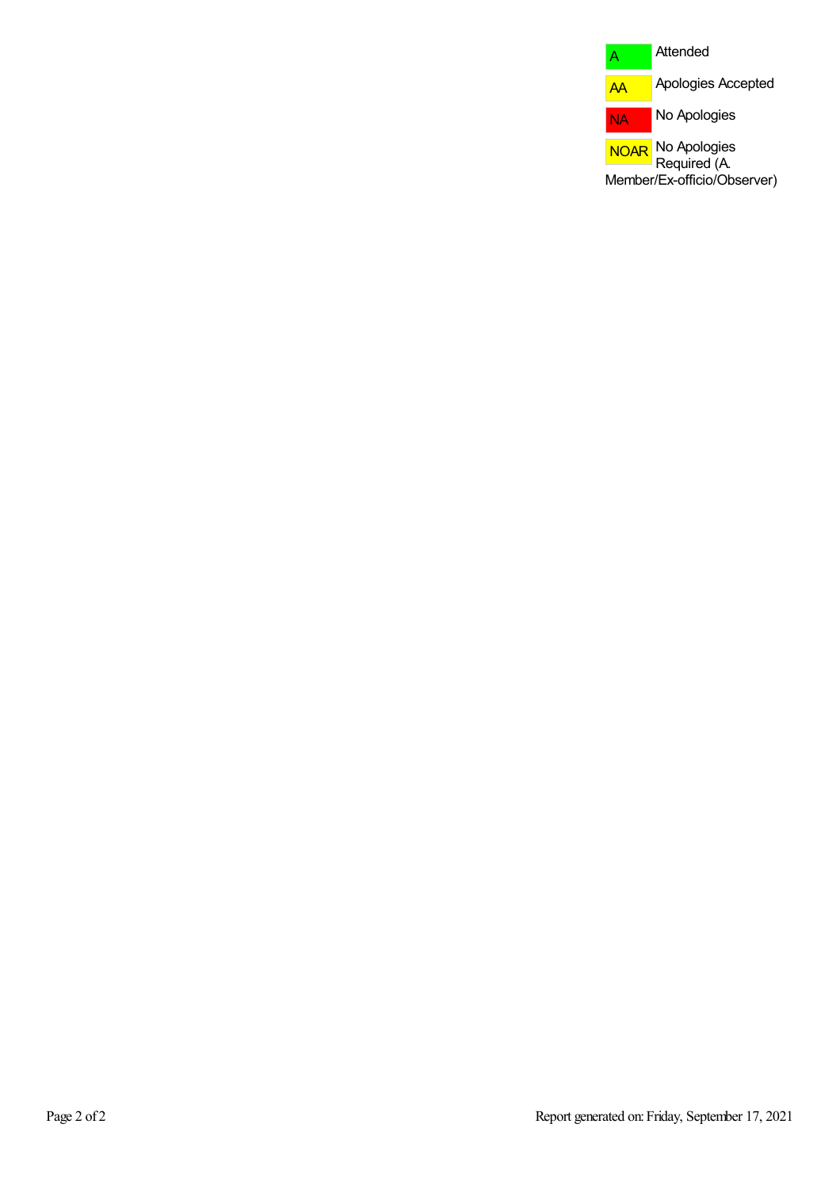| | |
|---|---|
| A | Attended |
| AA | Apologies Accepted |
| NA | No Apologies |
| NOAR | No Apologies Required (A. Member/Ex-officio/Observer) |

Report generated on: Friday, September 17, 2021